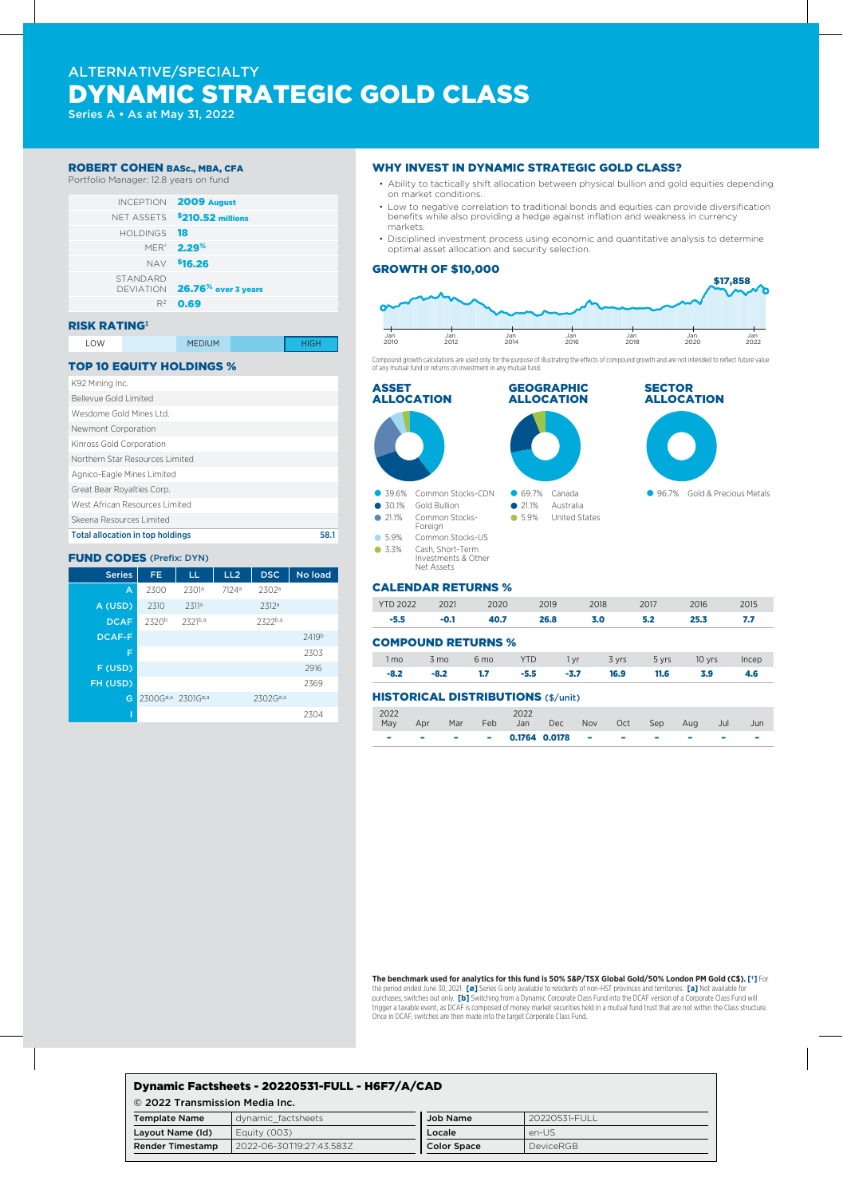ALTERNATIVE/SPECIALTY

# DYNAMIC STRATEGIC GOLD CLASS

Series A • As at May 31, 2022

## ROBERT COHEN BASc., MBA, CFA

Portfolio Manager: 12.8 years on fund

| | |
|---|---|
| INCEPTION | **2009 August** |
| NET ASSETS | **$210.52 millions** |
| HOLDINGS | **18** |
| MER[†] | **2.29%** |
| NAV | **$16.26** |
| STANDARD DEVIATION | **26.76% over 3 years** |
| $R^2$ | **0.69** |

## RISK RATING[‡]

| LOW | | MEDIUM | | HIGH |
|---|---|---|---|---|
| | | | | ✔ |

## TOP 10 EQUITY HOLDINGS %

| Holding | % |
|---|---|
| K92 Mining Inc. | |
| Bellevue Gold Limited | |
| Wesdome Gold Mines Ltd. | |
| Newmont Corporation | |
| Kinross Gold Corporation | |
| Northern Star Resources Limited | |
| Agnico-Eagle Mines Limited | |
| Great Bear Royalties Corp. | |
| West African Resources Limited | |
| Skeena Resources Limited | |
| **Total allocation in top holdings** | **58.1** |

## FUND CODES (Prefix: DYN)

| Series | FE | LL | LL2 | DSC | No load |
|---|---|---|---|---|---|
| A | 2300 | 2301[a] | 7124[a] | 2302[a] | |
| A (USD) | 2310 | 2311[a] | | 2312[a] | |
| DCAF | 2320[b] | 2321[b,a] | | 2322[b,a] | |
| DCAF-F | | | | | 2419[b] |
| F | | | | | 2303 |
| F (USD) | | | | | 2916 |
| FH (USD) | | | | | 2369 |
| G | 2300G[ø,a] | 2301G[ø,a] | | 2302G[ø,a] | |
| I | | | | | 2304 |

## WHY INVEST IN DYNAMIC STRATEGIC GOLD CLASS?

- Ability to tactically shift allocation between physical bullion and gold equities depending on market conditions.
- Low to negative correlation to traditional bonds and equities can provide diversification benefits while also providing a hedge against inflation and weakness in currency markets.
- Disciplined investment process using economic and quantitative analysis to determine optimal asset allocation and security selection.

## GROWTH OF $10,000

$17,858

Jan 2010 · Jan 2012 · Jan 2014 · Jan 2016 · Jan 2018 · Jan 2020 · Jan 2022

Compound growth calculations are used only for the purpose of illustrating the effects of compound growth and are not intended to reflect future value of any mutual fund or returns on investment in any mutual fund.

## ASSET ALLOCATION

- 39.6% Common Stocks-CDN
- 30.1% Gold Bullion
- 21.1% Common Stocks-Foreign
- 5.9% Common Stocks-US
- 3.3% Cash, Short-Term Investments & Other Net Assets

## GEOGRAPHIC ALLOCATION

- 69.7% Canada
- 21.1% Australia
- 5.9% United States

## SECTOR ALLOCATION

- 96.7% Gold & Precious Metals

## CALENDAR RETURNS %

| YTD 2022 | 2021 | 2020 | 2019 | 2018 | 2017 | 2016 | 2015 |
|---|---|---|---|---|---|---|---|
| **-5.5** | **-0.1** | **40.7** | **26.8** | **3.0** | **5.2** | **25.3** | **7.7** |

## COMPOUND RETURNS %

| 1 mo | 3 mo | 6 mo | YTD | 1 yr | 3 yrs | 5 yrs | 10 yrs | Incep |
|---|---|---|---|---|---|---|---|---|
| **-8.2** | **-8.2** | **1.7** | **-5.5** | **-3.7** | **16.9** | **11.6** | **3.9** | **4.6** |

## HISTORICAL DISTRIBUTIONS ($/unit)

| 2022 May | Apr | Mar | Feb | 2022 Jan | Dec | Nov | Oct | Sep | Aug | Jul | Jun |
|---|---|---|---|---|---|---|---|---|---|---|---|
| - | - | - | - | **0.1764** | **0.0178** | - | - | - | - | - | - |

**The benchmark used for analytics for this fund is 50% S&P/TSX Global Gold/50% London PM Gold (C$).** **[†]** For the period ended June 30, 2021. **[ø]** Series G only available to residents of non-HST provinces and territories. **[a]** Not available for purchases, switches out only. **[b]** Switching from a Dynamic Corporate Class Fund into the DCAF version of a Corporate Class Fund will trigger a taxable event, as DCAF is composed of money market securities held in a mutual fund trust that are not within the Class structure. Once in DCAF, switches are then made into the target Corporate Class Fund.

**Dynamic Factsheets - 20220531-FULL - H6F7/A/CAD**

© 2022 Transmission Media Inc.

| | | | |
|---|---|---|---|
| **Template Name** | dynamic_factsheets | **Job Name** | 20220531-FULL |
| **Layout Name (Id)** | Equity (003) | **Locale** | en-US |
| **Render Timestamp** | 2022-06-30T19:27:43.583Z | **Color Space** | DeviceRGB |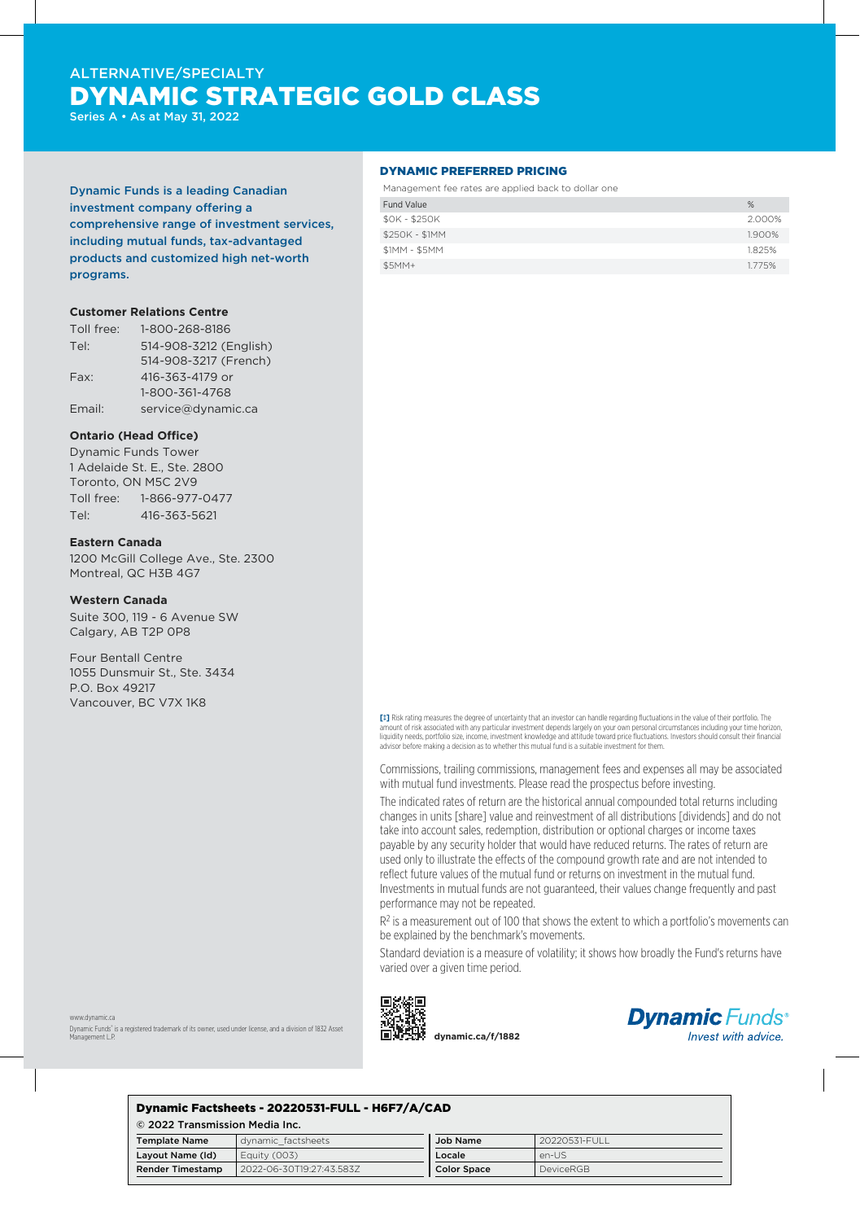ALTERNATIVE/SPECIALTY

# DYNAMIC STRATEGIC GOLD CLASS

Series A • As at May 31, 2022

**Dynamic Funds is a leading Canadian investment company offering a comprehensive range of investment services, including mutual funds, tax-advantaged products and customized high net-worth programs.**

**Customer Relations Centre**

Toll free: 1-800-268-8186
Tel: 514-908-3212 (English)
514-908-3217 (French)
Fax: 416-363-4179 or
1-800-361-4768
Email: service@dynamic.ca

**Ontario (Head Office)**

Dynamic Funds Tower
1 Adelaide St. E., Ste. 2800
Toronto, ON M5C 2V9
Toll free: 1-866-977-0477
Tel: 416-363-5621

**Eastern Canada**

1200 McGill College Ave., Ste. 2300
Montreal, QC H3B 4G7

**Western Canada**

Suite 300, 119 - 6 Avenue SW
Calgary, AB T2P 0P8

Four Bentall Centre
1055 Dunsmuir St., Ste. 3434
P.O. Box 49217
Vancouver, BC V7X 1K8

## DYNAMIC PREFERRED PRICING

Management fee rates are applied back to dollar one

| Fund Value | % |
|---|---|
| $0K - $250K | 2.000% |
| $250K - $1MM | 1.900% |
| $1MM - $5MM | 1.825% |
| $5MM+ | 1.775% |

[‡] Risk rating measures the degree of uncertainty that an investor can handle regarding fluctuations in the value of their portfolio. The amount of risk associated with any particular investment depends largely on your own personal circumstances including your time horizon, liquidity needs, portfolio size, income, investment knowledge and attitude toward price fluctuations. Investors should consult their financial advisor before making a decision as to whether this mutual fund is a suitable investment for them.

Commissions, trailing commissions, management fees and expenses all may be associated with mutual fund investments. Please read the prospectus before investing.

The indicated rates of return are the historical annual compounded total returns including changes in units [share] value and reinvestment of all distributions [dividends] and do not take into account sales, redemption, distribution or optional charges or income taxes payable by any security holder that would have reduced returns. The rates of return are used only to illustrate the effects of the compound growth rate and are not intended to reflect future values of the mutual fund or returns on investment in the mutual fund. Investments in mutual funds are not guaranteed, their values change frequently and past performance may not be repeated.

$R^2$ is a measurement out of 100 that shows the extent to which a portfolio's movements can be explained by the benchmark's movements.

Standard deviation is a measure of volatility; it shows how broadly the Fund's returns have varied over a given time period.

www.dynamic.ca
Dynamic Funds® is a registered trademark of its owner, used under license, and a division of 1832 Asset Management L.P.

dynamic.ca/f/1882

Dynamic Funds® Invest with advice.

**Dynamic Factsheets - 20220531-FULL - H6F7/A/CAD**

© 2022 Transmission Media Inc.

| | | | |
|---|---|---|---|
| **Template Name** | dynamic_factsheets | **Job Name** | 20220531-FULL |
| **Layout Name (Id)** | Equity (003) | **Locale** | en-US |
| **Render Timestamp** | 2022-06-30T19:27:43.583Z | **Color Space** | DeviceRGB |